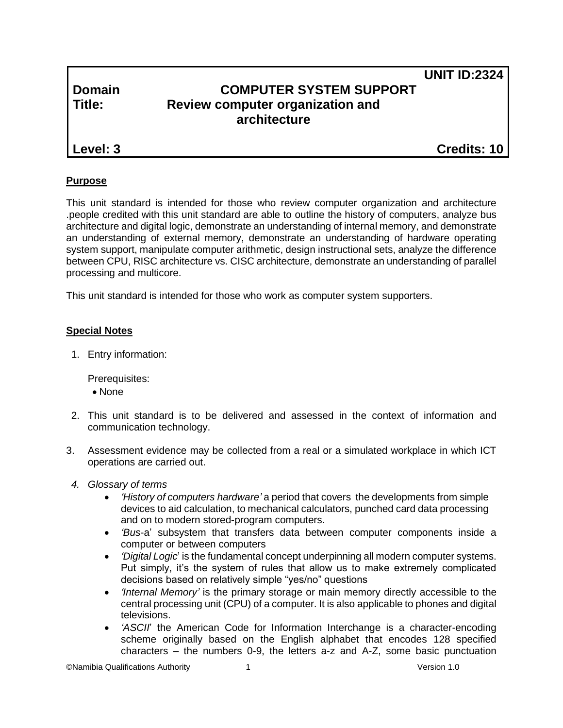**UNIT ID:2324**

**Domain** **COMPUTER SYSTEM SUPPORT**

**Title:** **Review computer organization and architecture**

**Level: 3** **Credits: 10**

**Purpose**

This unit standard is intended for those who review computer organization and architecture .people credited with this unit standard are able to outline the history of computers, analyze bus architecture and digital logic, demonstrate an understanding of internal memory, and demonstrate an understanding of external memory, demonstrate an understanding of hardware operating system support, manipulate computer arithmetic, design instructional sets, analyze the difference between CPU, RISC architecture vs. CISC architecture, demonstrate an understanding of parallel processing and multicore.

This unit standard is intended for those who work as computer system supporters.

**Special Notes**

1. Entry information:

   Prerequisites:
   - None

2. This unit standard is to be delivered and assessed in the context of information and communication technology.

3. Assessment evidence may be collected from a real or a simulated workplace in which ICT operations are carried out.

4. *Glossary of terms*
   - *'History of computers hardware'* a period that covers the developments from simple devices to aid calculation, to mechanical calculators, punched card data processing and on to modern stored-program computers.
   - *'Bus*-a' subsystem that transfers data between computer components inside a computer or between computers
   - *'Digital Logic*' is the fundamental concept underpinning all modern computer systems. Put simply, it's the system of rules that allow us to make extremely complicated decisions based on relatively simple "yes/no" questions
   - *'Internal Memory'* is the primary storage or main memory directly accessible to the central processing unit (CPU) of a computer. It is also applicable to phones and digital televisions.
   - *'ASCII*' the American Code for Information Interchange is a character-encoding scheme originally based on the English alphabet that encodes 128 specified characters – the numbers 0-9, the letters a-z and A-Z, some basic punctuation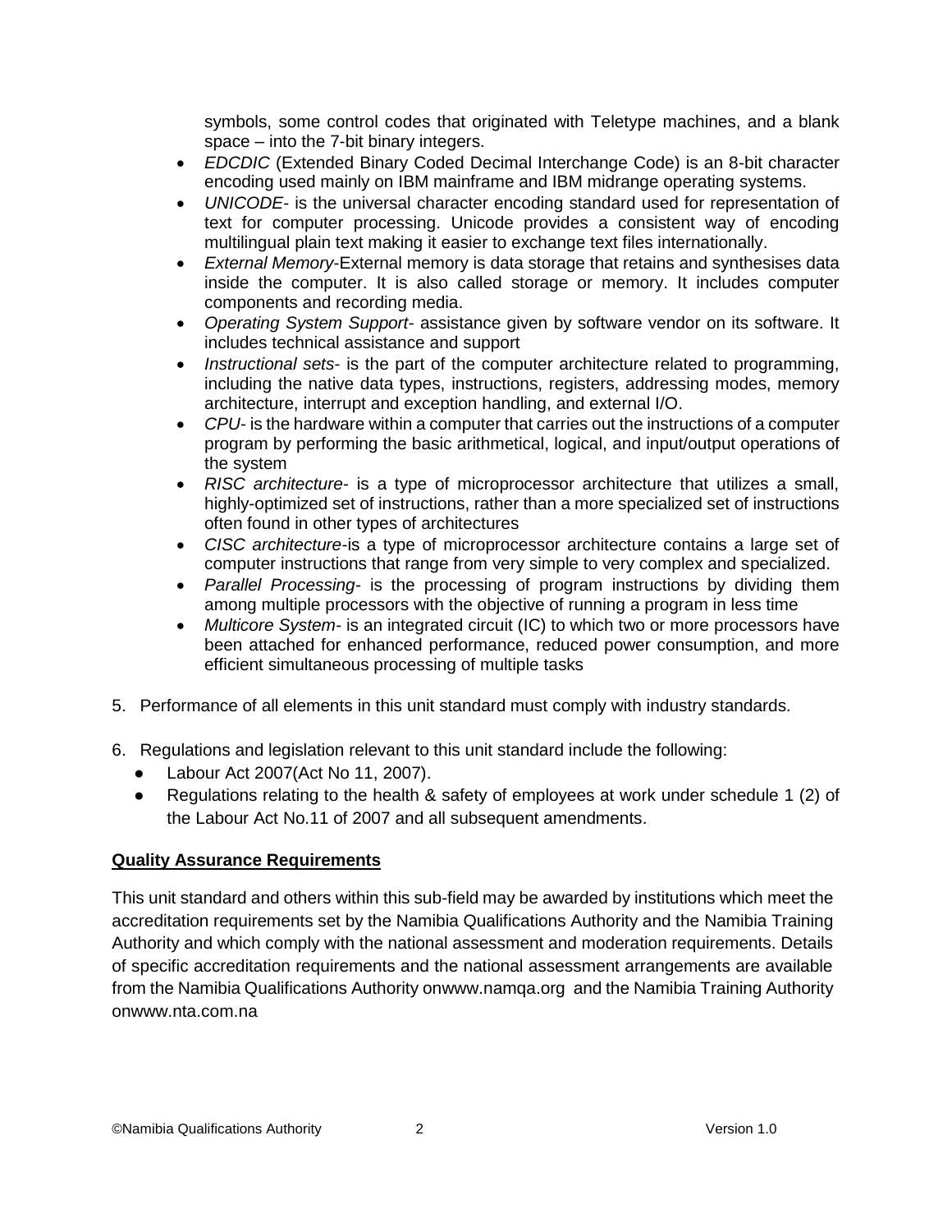symbols, some control codes that originated with Teletype machines, and a blank space – into the 7-bit binary integers.

- *EDCDIC* (Extended Binary Coded Decimal Interchange Code) is an 8-bit character encoding used mainly on IBM mainframe and IBM midrange operating systems.
- *UNICODE*- is the universal character encoding standard used for representation of text for computer processing. Unicode provides a consistent way of encoding multilingual plain text making it easier to exchange text files internationally.
- *External Memory*-External memory is data storage that retains and synthesises data inside the computer. It is also called storage or memory. It includes computer components and recording media.
- *Operating System Support*- assistance given by software vendor on its software. It includes technical assistance and support
- *Instructional sets*- is the part of the computer architecture related to programming, including the native data types, instructions, registers, addressing modes, memory architecture, interrupt and exception handling, and external I/O.
- *CPU*- is the hardware within a computer that carries out the instructions of a computer program by performing the basic arithmetical, logical, and input/output operations of the system
- *RISC architecture*- is a type of microprocessor architecture that utilizes a small, highly-optimized set of instructions, rather than a more specialized set of instructions often found in other types of architectures
- *CISC architecture*-is a type of microprocessor architecture contains a large set of computer instructions that range from very simple to very complex and specialized.
- *Parallel Processing*- is the processing of program instructions by dividing them among multiple processors with the objective of running a program in less time
- *Multicore System*- is an integrated circuit (IC) to which two or more processors have been attached for enhanced performance, reduced power consumption, and more efficient simultaneous processing of multiple tasks

5. Performance of all elements in this unit standard must comply with industry standards.

6. Regulations and legislation relevant to this unit standard include the following:
   - Labour Act 2007(Act No 11, 2007).
   - Regulations relating to the health & safety of employees at work under schedule 1 (2) of the Labour Act No.11 of 2007 and all subsequent amendments.

**Quality Assurance Requirements**

This unit standard and others within this sub-field may be awarded by institutions which meet the accreditation requirements set by the Namibia Qualifications Authority and the Namibia Training Authority and which comply with the national assessment and moderation requirements. Details of specific accreditation requirements and the national assessment arrangements are available from the Namibia Qualifications Authority onwww.namqa.org and the Namibia Training Authority onwww.nta.com.na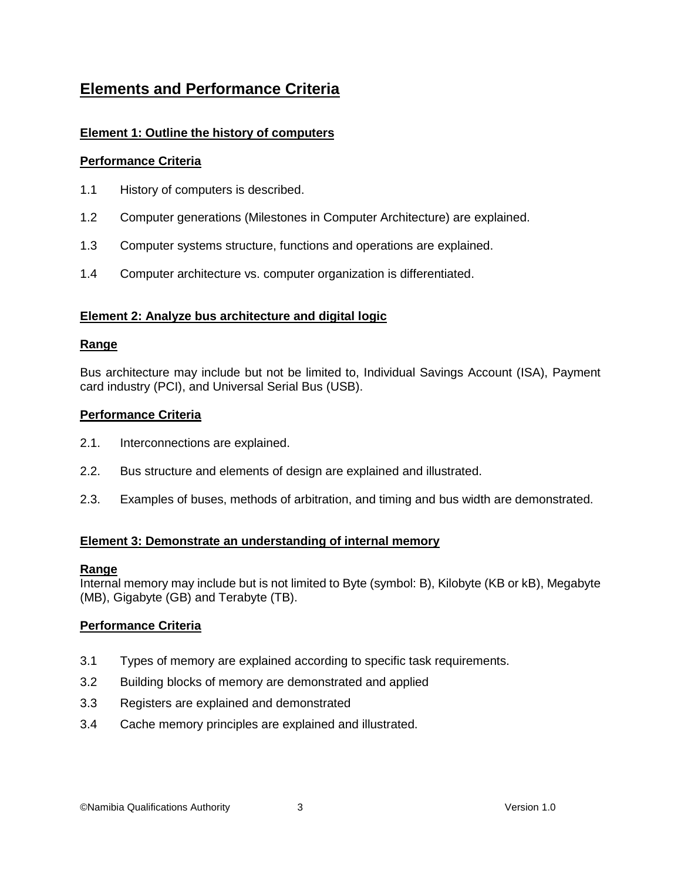# Elements and Performance Criteria

## Element 1: Outline the history of computers

### Performance Criteria

1.1 History of computers is described.

1.2 Computer generations (Milestones in Computer Architecture) are explained.

1.3 Computer systems structure, functions and operations are explained.

1.4 Computer architecture vs. computer organization is differentiated.

## Element 2: Analyze bus architecture and digital logic

### Range

Bus architecture may include but not be limited to, Individual Savings Account (ISA), Payment card industry (PCI), and Universal Serial Bus (USB).

### Performance Criteria

2.1. Interconnections are explained.

2.2. Bus structure and elements of design are explained and illustrated.

2.3. Examples of buses, methods of arbitration, and timing and bus width are demonstrated.

## Element 3: Demonstrate an understanding of internal memory

### Range

Internal memory may include but is not limited to Byte (symbol: B), Kilobyte (KB or kB), Megabyte (MB), Gigabyte (GB) and Terabyte (TB).

### Performance Criteria

3.1 Types of memory are explained according to specific task requirements.

3.2 Building blocks of memory are demonstrated and applied

3.3 Registers are explained and demonstrated

3.4 Cache memory principles are explained and illustrated.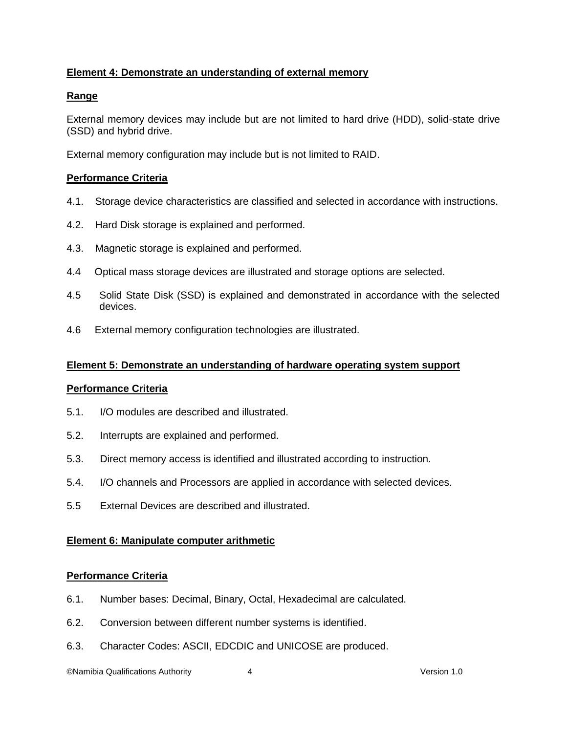**Element 4: Demonstrate an understanding of external memory**

**Range**

External memory devices may include but are not limited to hard drive (HDD), solid-state drive (SSD) and hybrid drive.

External memory configuration may include but is not limited to RAID.

**Performance Criteria**

4.1. Storage device characteristics are classified and selected in accordance with instructions.

4.2. Hard Disk storage is explained and performed.

4.3. Magnetic storage is explained and performed.

4.4 Optical mass storage devices are illustrated and storage options are selected.

4.5 Solid State Disk (SSD) is explained and demonstrated in accordance with the selected devices.

4.6 External memory configuration technologies are illustrated.

**Element 5: Demonstrate an understanding of hardware operating system support**

**Performance Criteria**

5.1. I/O modules are described and illustrated.

5.2. Interrupts are explained and performed.

5.3. Direct memory access is identified and illustrated according to instruction.

5.4. I/O channels and Processors are applied in accordance with selected devices.

5.5 External Devices are described and illustrated.

**Element 6: Manipulate computer arithmetic**

**Performance Criteria**

6.1. Number bases: Decimal, Binary, Octal, Hexadecimal are calculated.

6.2. Conversion between different number systems is identified.

6.3. Character Codes: ASCII, EDCDIC and UNICOSE are produced.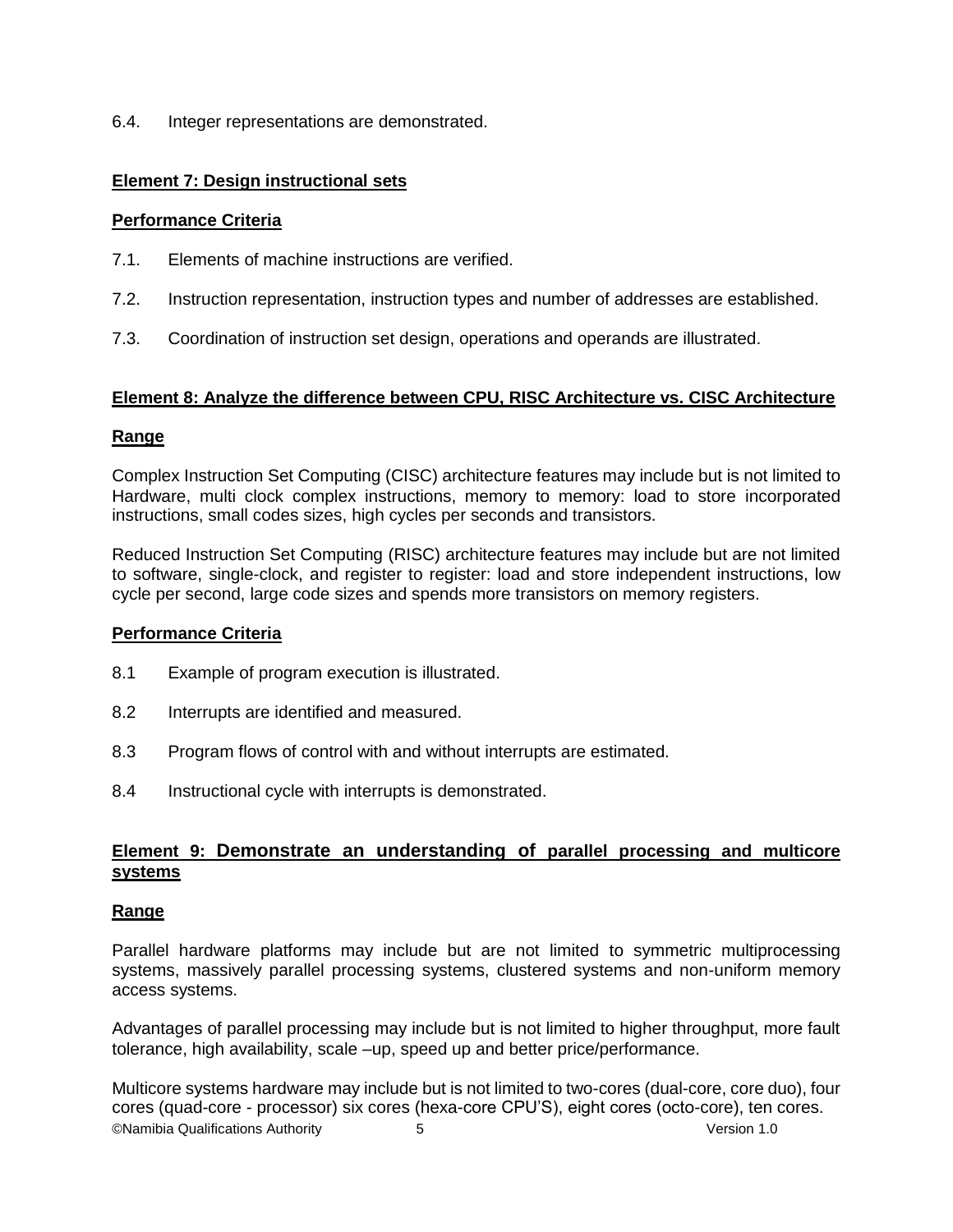6.4. Integer representations are demonstrated.

**Element 7: Design instructional sets**

**Performance Criteria**

7.1. Elements of machine instructions are verified.

7.2. Instruction representation, instruction types and number of addresses are established.

7.3. Coordination of instruction set design, operations and operands are illustrated.

**Element 8: Analyze the difference between CPU, RISC Architecture vs. CISC Architecture**

**Range**

Complex Instruction Set Computing (CISC) architecture features may include but is not limited to Hardware, multi clock complex instructions, memory to memory: load to store incorporated instructions, small codes sizes, high cycles per seconds and transistors.

Reduced Instruction Set Computing (RISC) architecture features may include but are not limited to software, single-clock, and register to register: load and store independent instructions, low cycle per second, large code sizes and spends more transistors on memory registers.

**Performance Criteria**

8.1 Example of program execution is illustrated.

8.2 Interrupts are identified and measured.

8.3 Program flows of control with and without interrupts are estimated.

8.4 Instructional cycle with interrupts is demonstrated.

**Element 9: Demonstrate an understanding of parallel processing and multicore systems**

**Range**

Parallel hardware platforms may include but are not limited to symmetric multiprocessing systems, massively parallel processing systems, clustered systems and non-uniform memory access systems.

Advantages of parallel processing may include but is not limited to higher throughput, more fault tolerance, high availability, scale –up, speed up and better price/performance.

Multicore systems hardware may include but is not limited to two-cores (dual-core, core duo), four cores (quad-core - processor) six cores (hexa-core CPU'S), eight cores (octo-core), ten cores.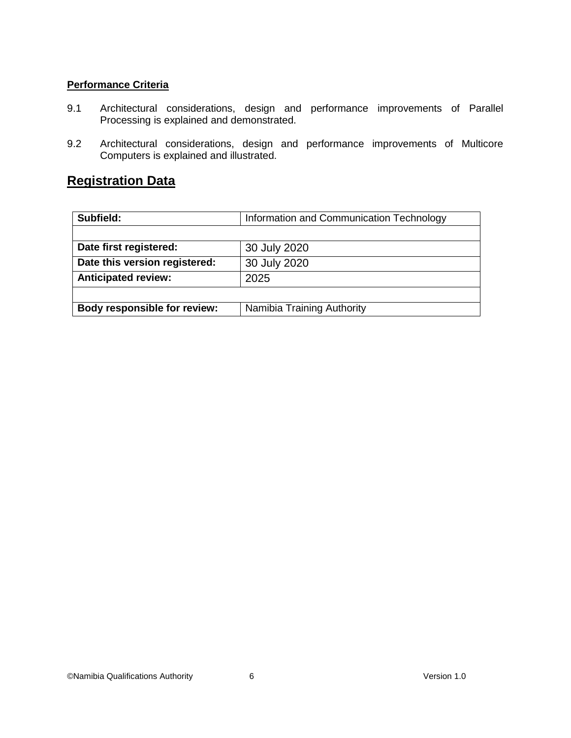**Performance Criteria**

9.1 Architectural considerations, design and performance improvements of Parallel Processing is explained and demonstrated.

9.2 Architectural considerations, design and performance improvements of Multicore Computers is explained and illustrated.

## Registration Data

| | |
|---|---|
| **Subfield:** | Information and Communication Technology |
| | |
| **Date first registered:** | 30 July 2020 |
| **Date this version registered:** | 30 July 2020 |
| **Anticipated review:** | 2025 |
| | |
| **Body responsible for review:** | Namibia Training Authority |